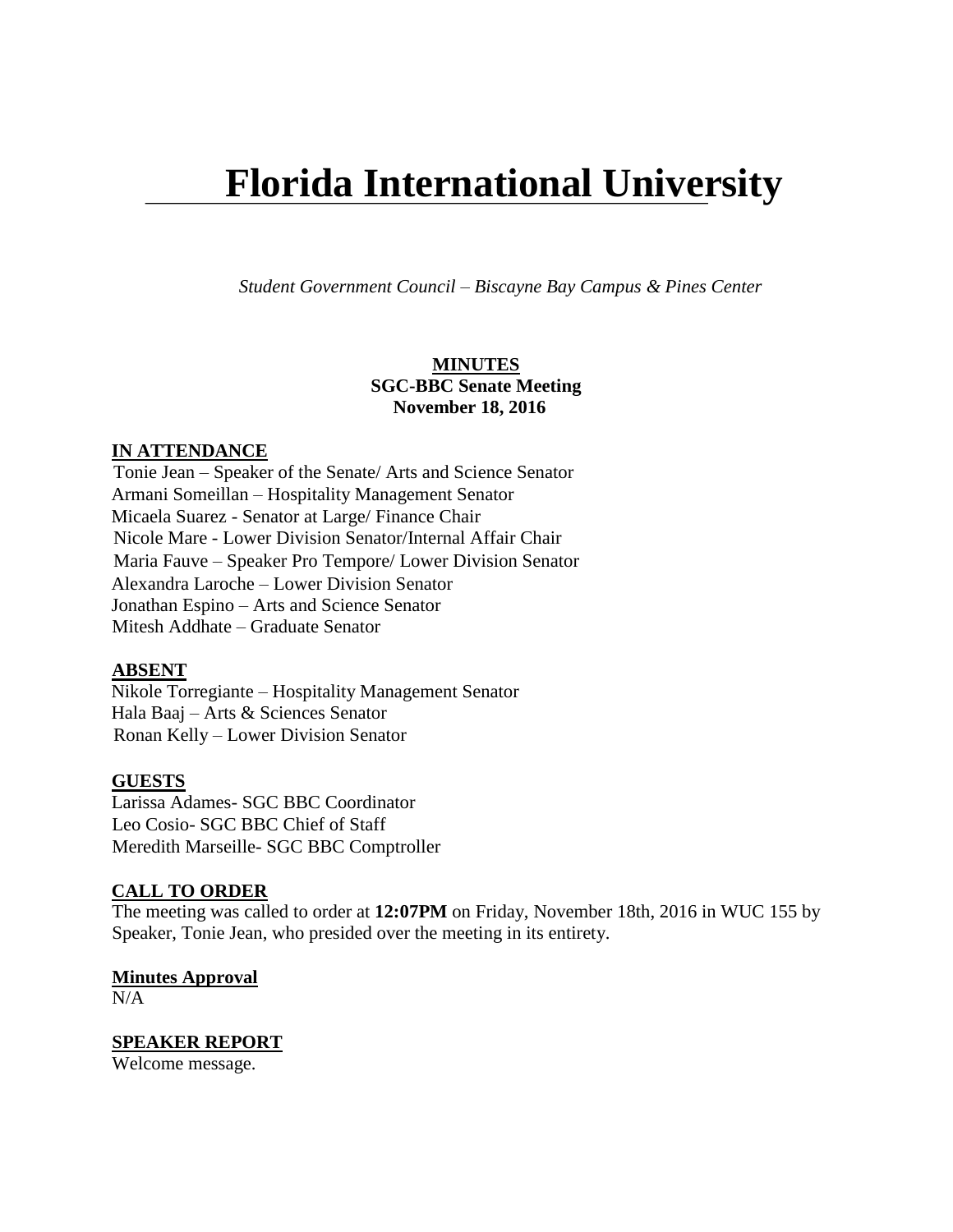# Florida International University

*Student Government Council – Biscayne Bay Campus & Pines Center*

**MINUTES**
**SGC-BBC Senate Meeting**
**November 18, 2016**

## IN ATTENDANCE

Tonie Jean – Speaker of the Senate/ Arts and Science Senator
Armani Someillan – Hospitality Management Senator
Micaela Suarez - Senator at Large/ Finance Chair
Nicole Mare - Lower Division Senator/Internal Affair Chair
Maria Fauve – Speaker Pro Tempore/ Lower Division Senator
Alexandra Laroche – Lower Division Senator
Jonathan Espino – Arts and Science Senator
Mitesh Addhate – Graduate Senator

## ABSENT

Nikole Torregiante – Hospitality Management Senator
Hala Baaj – Arts & Sciences Senator
Ronan Kelly – Lower Division Senator

## GUESTS

Larissa Adames- SGC BBC Coordinator
Leo Cosio- SGC BBC Chief of Staff
Meredith Marseille- SGC BBC Comptroller

## CALL TO ORDER

The meeting was called to order at **12:07PM** on Friday, November 18th, 2016 in WUC 155 by Speaker, Tonie Jean, who presided over the meeting in its entirety.

## Minutes Approval

N/A

## SPEAKER REPORT

Welcome message.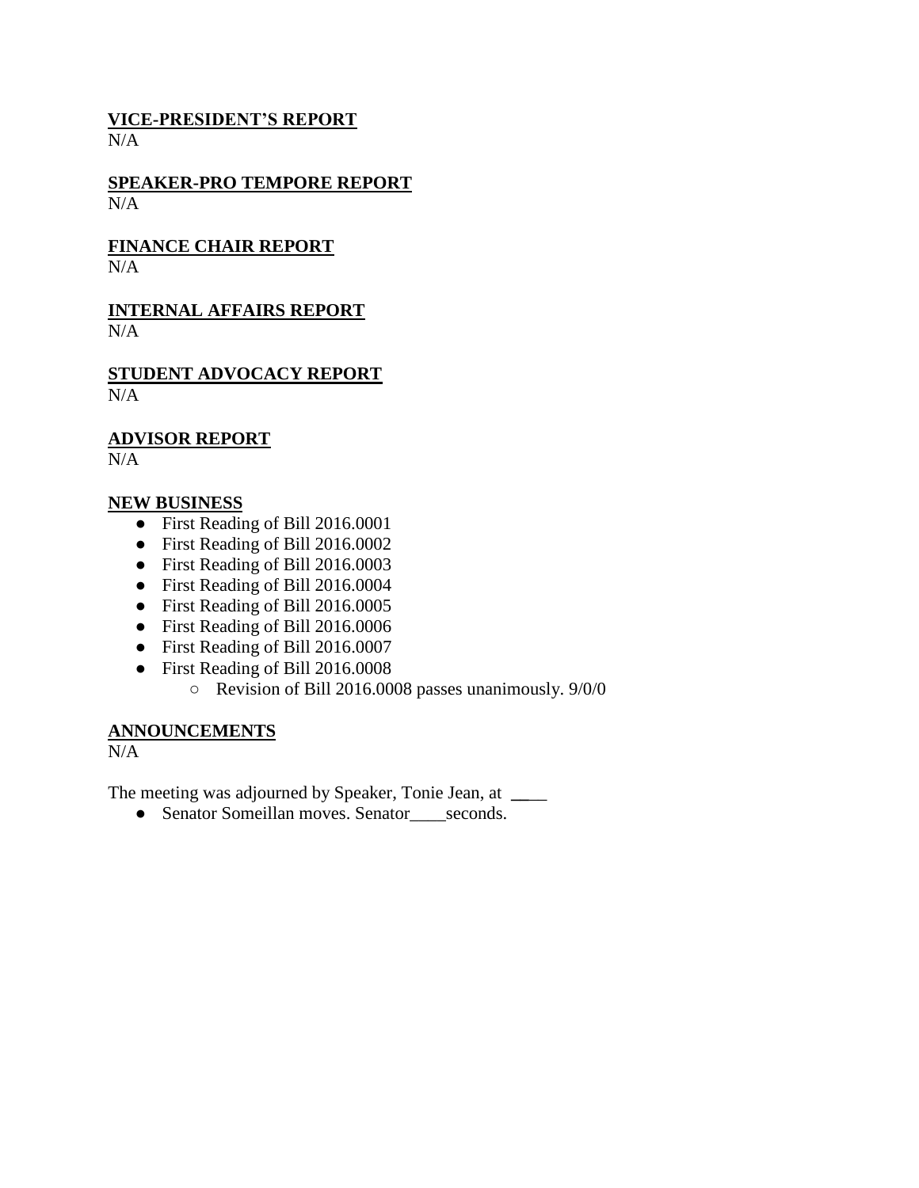**VICE-PRESIDENT'S REPORT**
N/A

**SPEAKER-PRO TEMPORE REPORT**
N/A

**FINANCE CHAIR REPORT**
N/A

**INTERNAL AFFAIRS REPORT**
N/A

**STUDENT ADVOCACY REPORT**
N/A

**ADVISOR REPORT**
N/A

**NEW BUSINESS**

- First Reading of Bill 2016.0001
- First Reading of Bill 2016.0002
- First Reading of Bill 2016.0003
- First Reading of Bill 2016.0004
- First Reading of Bill 2016.0005
- First Reading of Bill 2016.0006
- First Reading of Bill 2016.0007
- First Reading of Bill 2016.0008
  - Revision of Bill 2016.0008 passes unanimously. 9/0/0

**ANNOUNCEMENTS**
N/A

The meeting was adjourned by Speaker, Tonie Jean, at ____

- Senator Someillan moves. Senator____seconds.